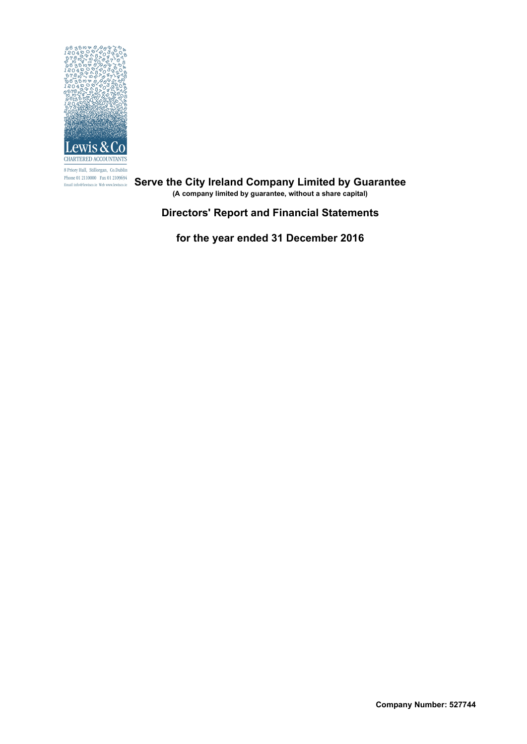Lewis & Co
CHARTERED ACCOUNTANTS
8 Priory Hall, Stillorgan, Co.Dublin
Phone 01 2110000 Fax 01 2109694
Email info@lewisco.ie Web www.lewisco.ie

# Serve the City Ireland Company Limited by Guarantee

**(A company limited by guarantee, without a share capital)**

## Directors' Report and Financial Statements

## for the year ended 31 December 2016

**Company Number: 527744**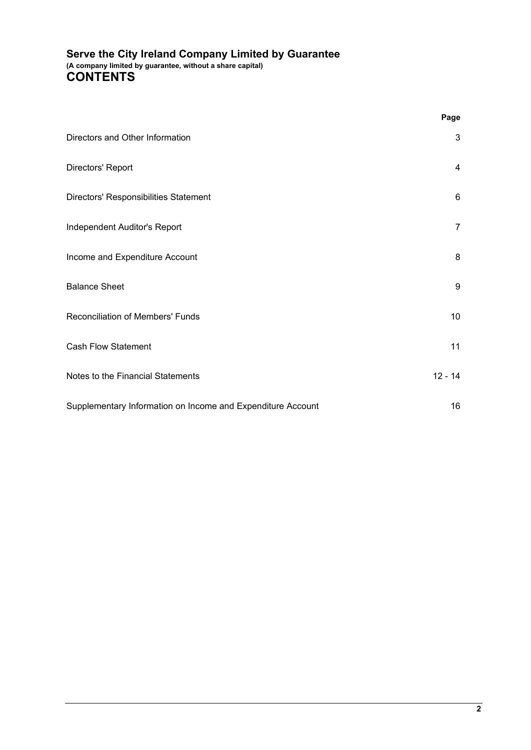# Serve the City Ireland Company Limited by Guarantee

**(A company limited by guarantee, without a share capital)**

## CONTENTS

| | Page |
|---|---|
| Directors and Other Information | 3 |
| Directors' Report | 4 |
| Directors' Responsibilities Statement | 6 |
| Independent Auditor's Report | 7 |
| Income and Expenditure Account | 8 |
| Balance Sheet | 9 |
| Reconciliation of Members' Funds | 10 |
| Cash Flow Statement | 11 |
| Notes to the Financial Statements | 12 - 14 |
| Supplementary Information on Income and Expenditure Account | 16 |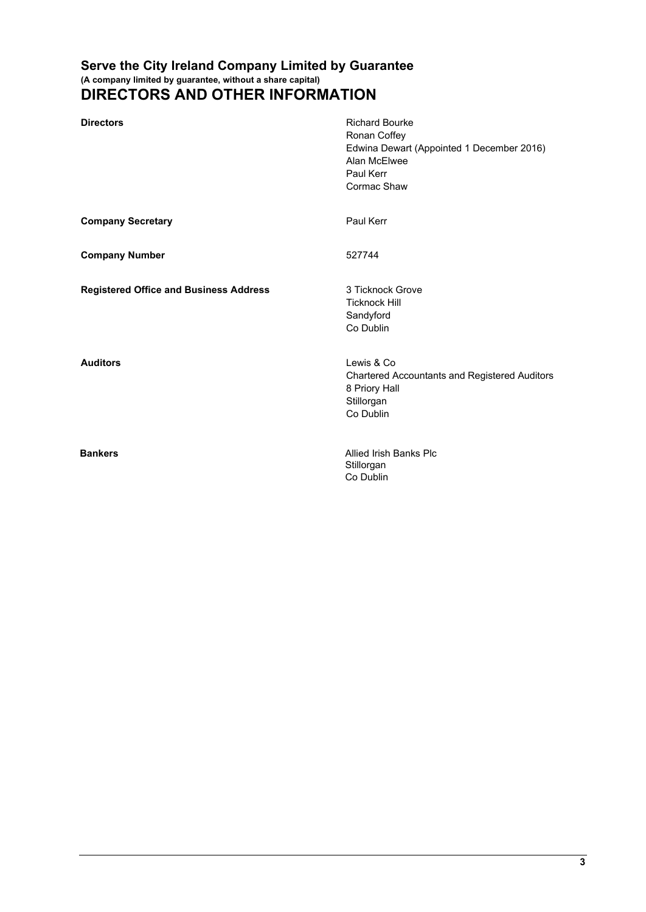# Serve the City Ireland Company Limited by Guarantee

**(A company limited by guarantee, without a share capital)**

## DIRECTORS AND OTHER INFORMATION

| | |
|---|---|
| **Directors** | Richard Bourke<br>Ronan Coffey<br>Edwina Dewart (Appointed 1 December 2016)<br>Alan McElwee<br>Paul Kerr<br>Cormac Shaw |
| **Company Secretary** | Paul Kerr |
| **Company Number** | 527744 |
| **Registered Office and Business Address** | 3 Ticknock Grove<br>Ticknock Hill<br>Sandyford<br>Co Dublin |
| **Auditors** | Lewis & Co<br>Chartered Accountants and Registered Auditors<br>8 Priory Hall<br>Stillorgan<br>Co Dublin |
| **Bankers** | Allied Irish Banks Plc<br>Stillorgan<br>Co Dublin |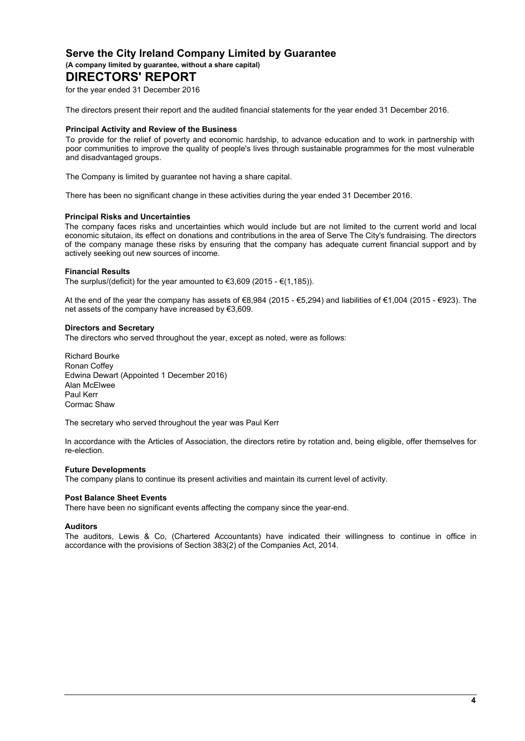# Serve the City Ireland Company Limited by Guarantee

**(A company limited by guarantee, without a share capital)**

## DIRECTORS' REPORT

for the year ended 31 December 2016

The directors present their report and the audited financial statements for the year ended 31 December 2016.

### Principal Activity and Review of the Business

To provide for the relief of poverty and economic hardship, to advance education and to work in partnership with poor communities to improve the quality of people's lives through sustainable programmes for the most vulnerable and disadvantaged groups.

The Company is limited by guarantee not having a share capital.

There has been no significant change in these activities during the year ended 31 December 2016.

### Principal Risks and Uncertainties

The company faces risks and uncertainties which would include but are not limited to the current world and local economic situtaion, its effect on donations and contributions in the area of Serve The City's fundraising. The directors of the company manage these risks by ensuring that the company has adequate current financial support and by actively seeking out new sources of income.

### Financial Results

The surplus/(deficit) for the year amounted to €3,609 (2015 - €(1,185)).

At the end of the year the company has assets of €8,984 (2015 - €5,294) and liabilities of €1,004 (2015 - €923). The net assets of the company have increased by €3,609.

### Directors and Secretary

The directors who served throughout the year, except as noted, were as follows:

Richard Bourke
Ronan Coffey
Edwina Dewart (Appointed 1 December 2016)
Alan McElwee
Paul Kerr
Cormac Shaw

The secretary who served throughout the year was Paul Kerr

In accordance with the Articles of Association, the directors retire by rotation and, being eligible, offer themselves for re-election.

### Future Developments

The company plans to continue its present activities and maintain its current level of activity.

### Post Balance Sheet Events

There have been no significant events affecting the company since the year-end.

### Auditors

The auditors, Lewis & Co, (Chartered Accountants) have indicated their willingness to continue in office in accordance with the provisions of Section 383(2) of the Companies Act, 2014.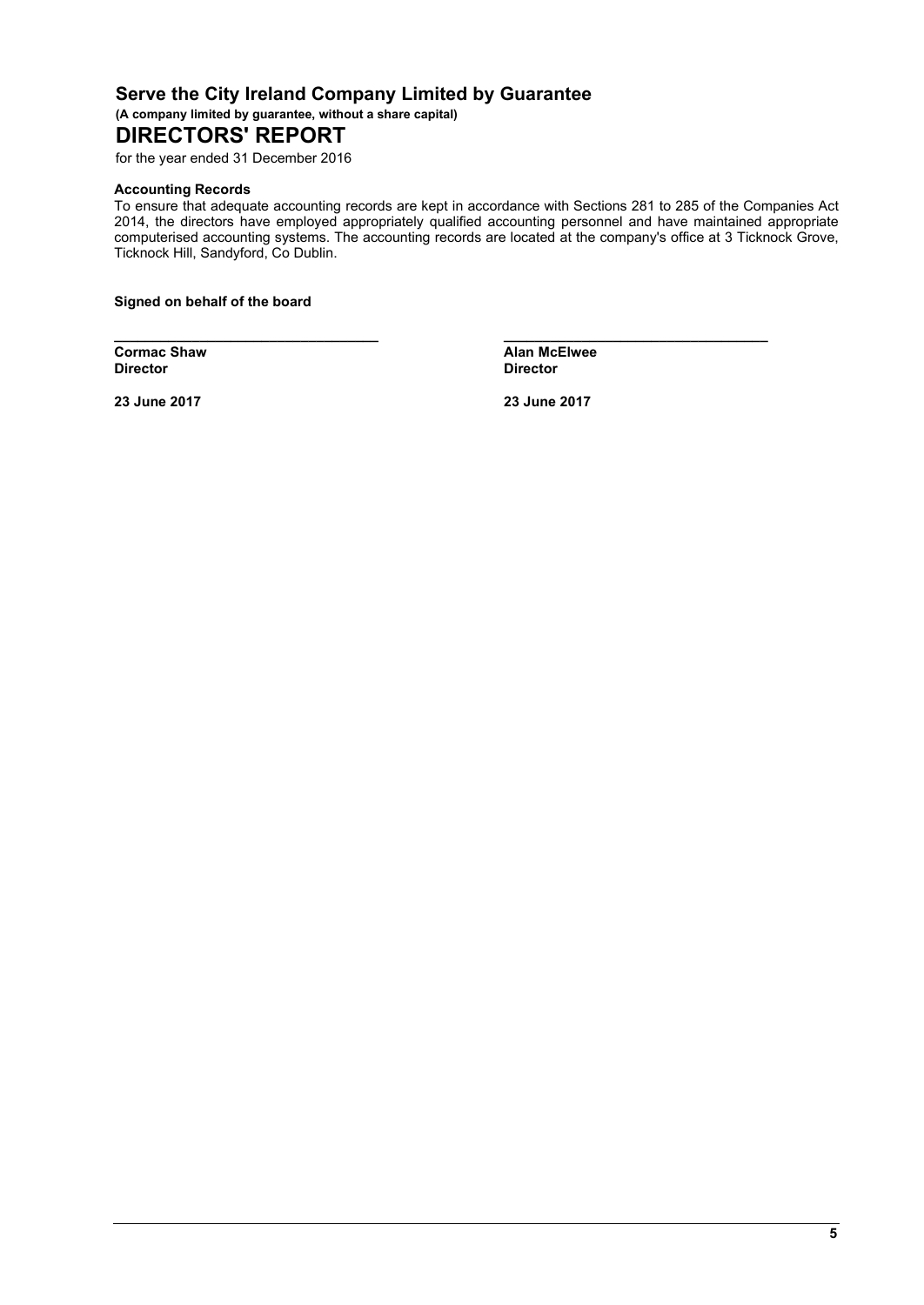# Serve the City Ireland Company Limited by Guarantee

**(A company limited by guarantee, without a share capital)**

## DIRECTORS' REPORT

for the year ended 31 December 2016

### Accounting Records

To ensure that adequate accounting records are kept in accordance with Sections 281 to 285 of the Companies Act 2014, the directors have employed appropriately qualified accounting personnel and have maintained appropriate computerised accounting systems. The accounting records are located at the company's office at 3 Ticknock Grove, Ticknock Hill, Sandyford, Co Dublin.

**Signed on behalf of the board**

| | |
|---|---|
| **Cormac Shaw** | **Alan McElwee** |
| **Director** | **Director** |
| **23 June 2017** | **23 June 2017** |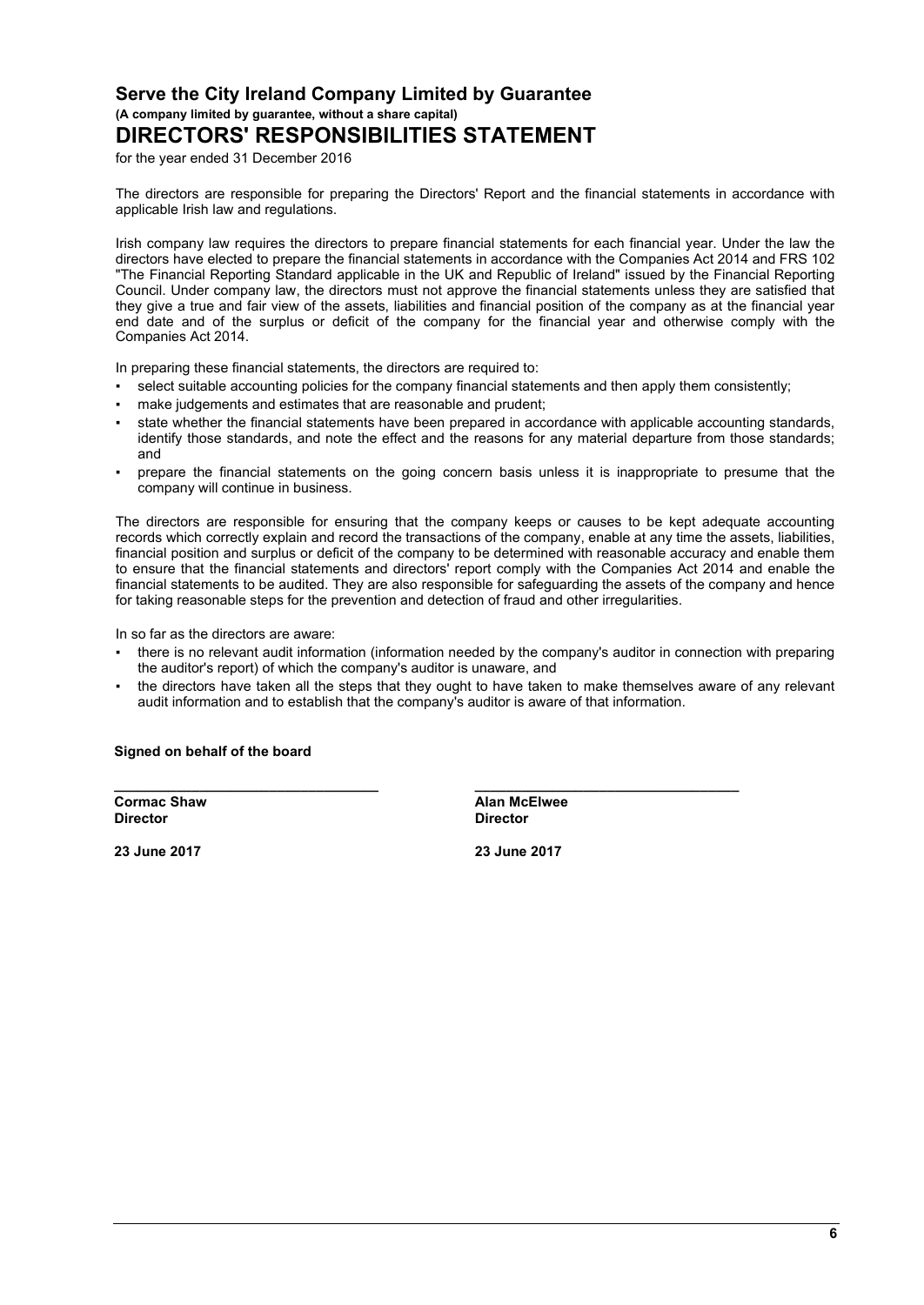# Serve the City Ireland Company Limited by Guarantee

**(A company limited by guarantee, without a share capital)**

# DIRECTORS' RESPONSIBILITIES STATEMENT

for the year ended 31 December 2016

The directors are responsible for preparing the Directors' Report and the financial statements in accordance with applicable Irish law and regulations.

Irish company law requires the directors to prepare financial statements for each financial year. Under the law the directors have elected to prepare the financial statements in accordance with the Companies Act 2014 and FRS 102 "The Financial Reporting Standard applicable in the UK and Republic of Ireland" issued by the Financial Reporting Council. Under company law, the directors must not approve the financial statements unless they are satisfied that they give a true and fair view of the assets, liabilities and financial position of the company as at the financial year end date and of the surplus or deficit of the company for the financial year and otherwise comply with the Companies Act 2014.

In preparing these financial statements, the directors are required to:

- select suitable accounting policies for the company financial statements and then apply them consistently;
- make judgements and estimates that are reasonable and prudent;
- state whether the financial statements have been prepared in accordance with applicable accounting standards, identify those standards, and note the effect and the reasons for any material departure from those standards; and
- prepare the financial statements on the going concern basis unless it is inappropriate to presume that the company will continue in business.

The directors are responsible for ensuring that the company keeps or causes to be kept adequate accounting records which correctly explain and record the transactions of the company, enable at any time the assets, liabilities, financial position and surplus or deficit of the company to be determined with reasonable accuracy and enable them to ensure that the financial statements and directors' report comply with the Companies Act 2014 and enable the financial statements to be audited. They are also responsible for safeguarding the assets of the company and hence for taking reasonable steps for the prevention and detection of fraud and other irregularities.

In so far as the directors are aware:

- there is no relevant audit information (information needed by the company's auditor in connection with preparing the auditor's report) of which the company's auditor is unaware, and
- the directors have taken all the steps that they ought to have taken to make themselves aware of any relevant audit information and to establish that the company's auditor is aware of that information.

**Signed on behalf of the board**

| | |
|---|---|
| **Cormac Shaw** | **Alan McElwee** |
| **Director** | **Director** |
| **23 June 2017** | **23 June 2017** |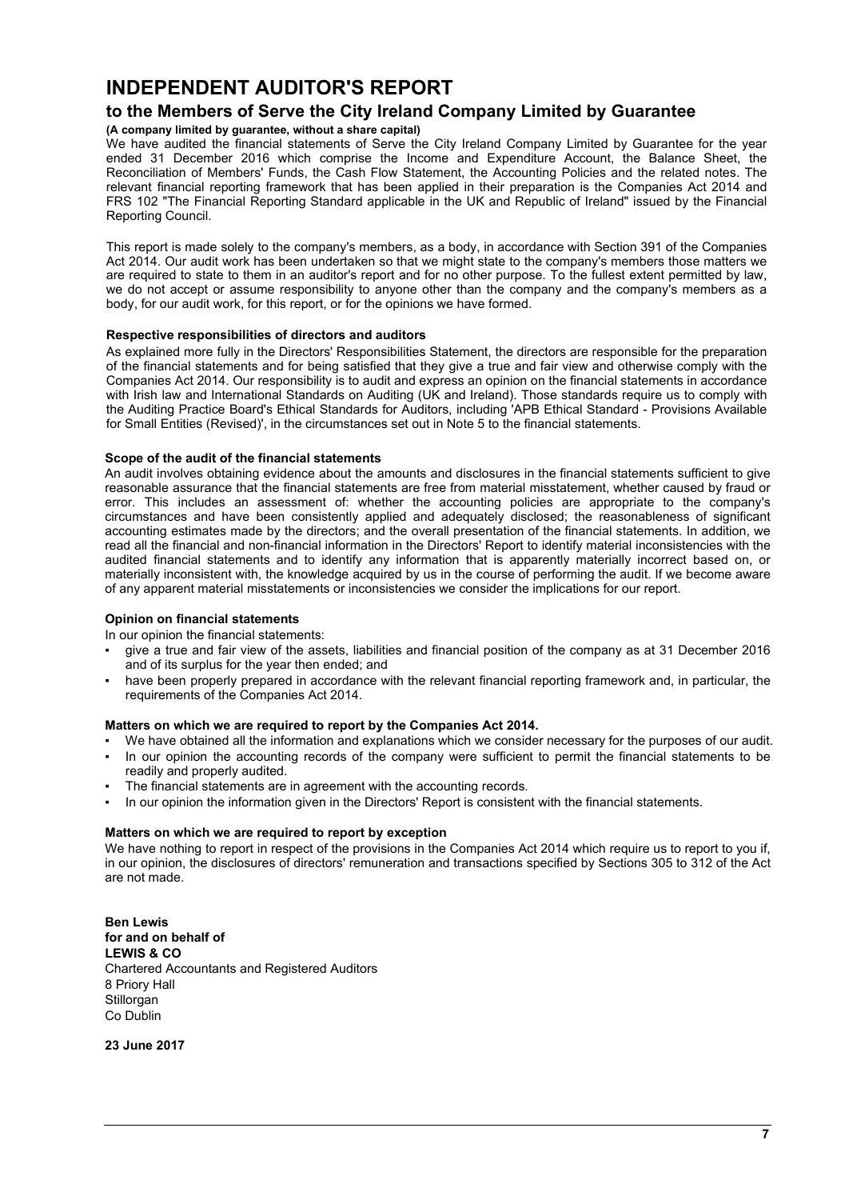# INDEPENDENT AUDITOR'S REPORT

## to the Members of Serve the City Ireland Company Limited by Guarantee

**(A company limited by guarantee, without a share capital)**

We have audited the financial statements of Serve the City Ireland Company Limited by Guarantee for the year ended 31 December 2016 which comprise the Income and Expenditure Account, the Balance Sheet, the Reconciliation of Members' Funds, the Cash Flow Statement, the Accounting Policies and the related notes. The relevant financial reporting framework that has been applied in their preparation is the Companies Act 2014 and FRS 102 "The Financial Reporting Standard applicable in the UK and Republic of Ireland" issued by the Financial Reporting Council.

This report is made solely to the company's members, as a body, in accordance with Section 391 of the Companies Act 2014. Our audit work has been undertaken so that we might state to the company's members those matters we are required to state to them in an auditor's report and for no other purpose. To the fullest extent permitted by law, we do not accept or assume responsibility to anyone other than the company and the company's members as a body, for our audit work, for this report, or for the opinions we have formed.

**Respective responsibilities of directors and auditors**

As explained more fully in the Directors' Responsibilities Statement, the directors are responsible for the preparation of the financial statements and for being satisfied that they give a true and fair view and otherwise comply with the Companies Act 2014. Our responsibility is to audit and express an opinion on the financial statements in accordance with Irish law and International Standards on Auditing (UK and Ireland). Those standards require us to comply with the Auditing Practice Board's Ethical Standards for Auditors, including 'APB Ethical Standard - Provisions Available for Small Entities (Revised)', in the circumstances set out in Note 5 to the financial statements.

**Scope of the audit of the financial statements**

An audit involves obtaining evidence about the amounts and disclosures in the financial statements sufficient to give reasonable assurance that the financial statements are free from material misstatement, whether caused by fraud or error. This includes an assessment of: whether the accounting policies are appropriate to the company's circumstances and have been consistently applied and adequately disclosed; the reasonableness of significant accounting estimates made by the directors; and the overall presentation of the financial statements. In addition, we read all the financial and non-financial information in the Directors' Report to identify material inconsistencies with the audited financial statements and to identify any information that is apparently materially incorrect based on, or materially inconsistent with, the knowledge acquired by us in the course of performing the audit. If we become aware of any apparent material misstatements or inconsistencies we consider the implications for our report.

**Opinion on financial statements**

In our opinion the financial statements:

- give a true and fair view of the assets, liabilities and financial position of the company as at 31 December 2016 and of its surplus for the year then ended; and
- have been properly prepared in accordance with the relevant financial reporting framework and, in particular, the requirements of the Companies Act 2014.

**Matters on which we are required to report by the Companies Act 2014.**

- We have obtained all the information and explanations which we consider necessary for the purposes of our audit.
- In our opinion the accounting records of the company were sufficient to permit the financial statements to be readily and properly audited.
- The financial statements are in agreement with the accounting records.
- In our opinion the information given in the Directors' Report is consistent with the financial statements.

**Matters on which we are required to report by exception**

We have nothing to report in respect of the provisions in the Companies Act 2014 which require us to report to you if, in our opinion, the disclosures of directors' remuneration and transactions specified by Sections 305 to 312 of the Act are not made.

**Ben Lewis**
**for and on behalf of**
**LEWIS & CO**
Chartered Accountants and Registered Auditors
8 Priory Hall
Stillorgan
Co Dublin

**23 June 2017**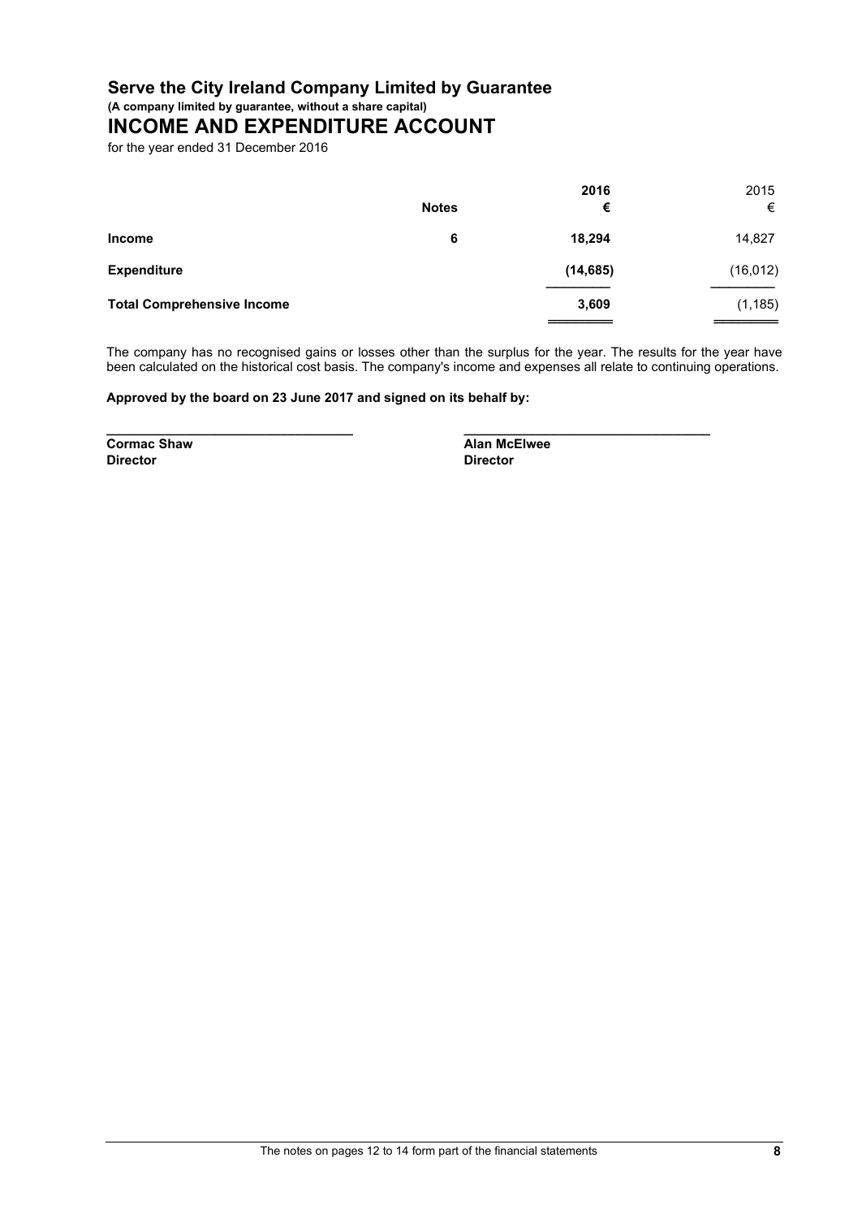# Serve the City Ireland Company Limited by Guarantee

**(A company limited by guarantee, without a share capital)**

## INCOME AND EXPENDITURE ACCOUNT

for the year ended 31 December 2016

| | Notes | 2016<br>€ | 2015<br>€ |
|---|---|---|---|
| **Income** | 6 | **18,294** | 14,827 |
| **Expenditure** | | **(14,685)** | (16,012) |
| **Total Comprehensive Income** | | **3,609** | (1,185) |

The company has no recognised gains or losses other than the surplus for the year. The results for the year have been calculated on the historical cost basis. The company's income and expenses all relate to continuing operations.

**Approved by the board on 23 June 2017 and signed on its behalf by:**

**Cormac Shaw**
**Director**

**Alan McElwee**
**Director**

The notes on pages 12 to 14 form part of the financial statements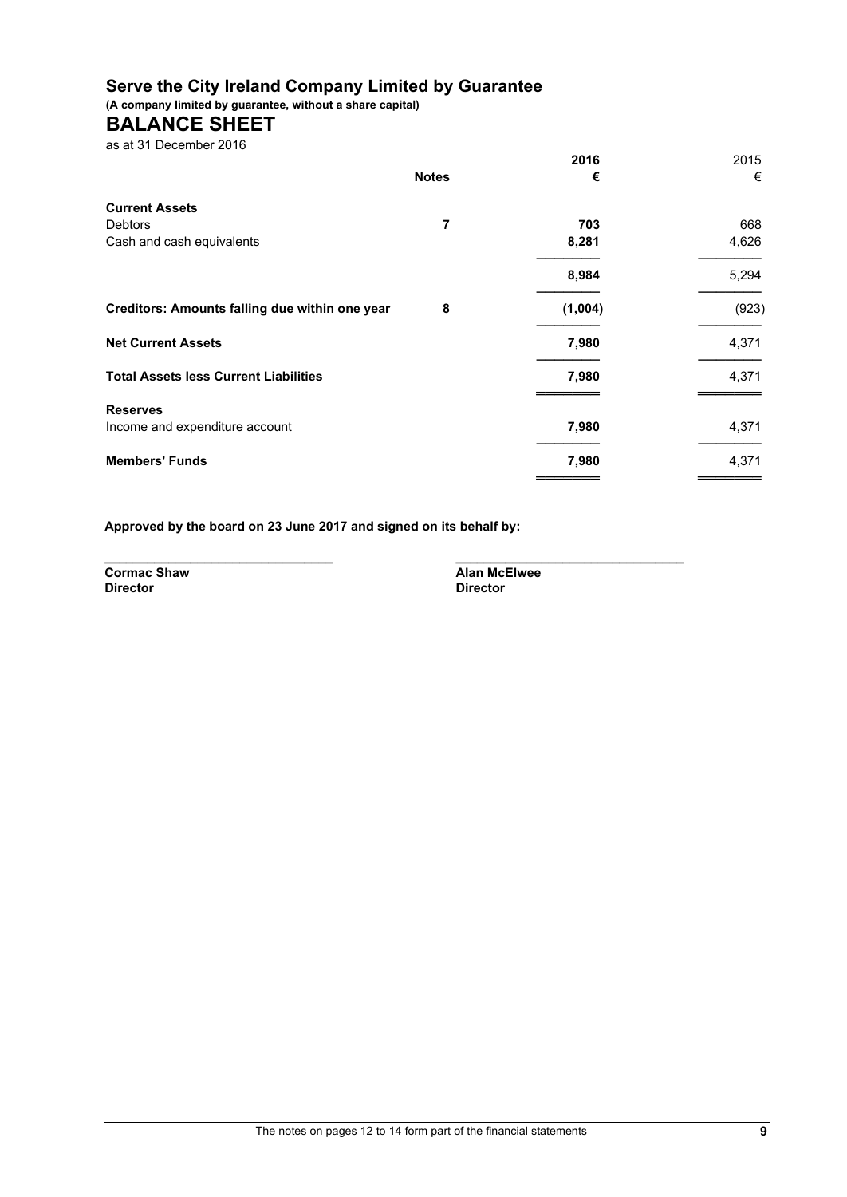# Serve the City Ireland Company Limited by Guarantee

**(A company limited by guarantee, without a share capital)**

## BALANCE SHEET

as at 31 December 2016

| | Notes | 2016 € | 2015 € |
|---|---|---|---|
| **Current Assets** | | | |
| Debtors | **7** | **703** | 668 |
| Cash and cash equivalents | | **8,281** | 4,626 |
| | | **8,984** | 5,294 |
| **Creditors: Amounts falling due within one year** | **8** | **(1,004)** | (923) |
| **Net Current Assets** | | **7,980** | 4,371 |
| **Total Assets less Current Liabilities** | | **7,980** | 4,371 |
| **Reserves** | | | |
| Income and expenditure account | | **7,980** | 4,371 |
| **Members' Funds** | | **7,980** | 4,371 |

**Approved by the board on 23 June 2017 and signed on its behalf by:**

**Cormac Shaw**
**Director**

**Alan McElwee**
**Director**

The notes on pages 12 to 14 form part of the financial statements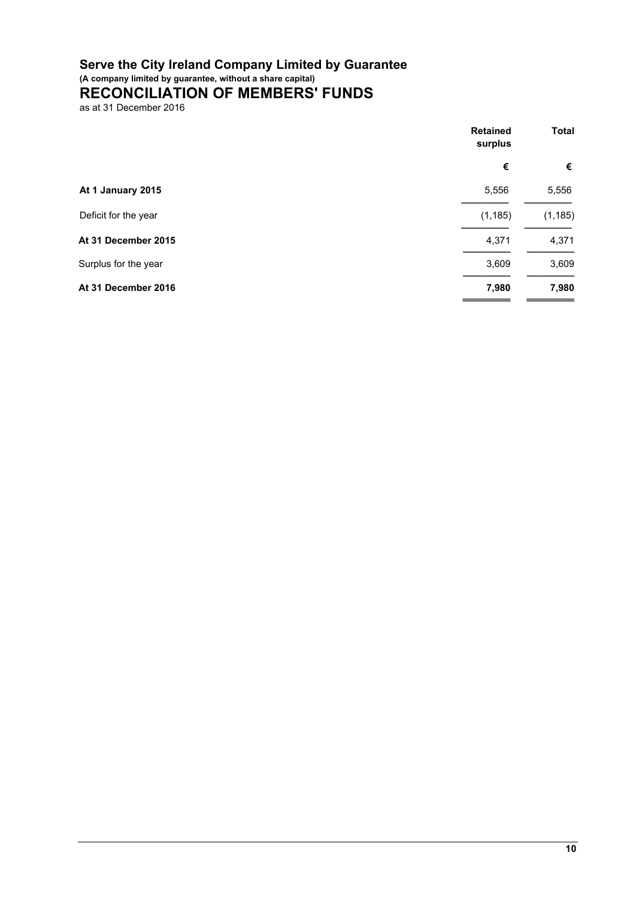# Serve the City Ireland Company Limited by Guarantee

**(A company limited by guarantee, without a share capital)**

## RECONCILIATION OF MEMBERS' FUNDS

as at 31 December 2016

| | Retained surplus | Total |
|---|---|---|
| | € | € |
| **At 1 January 2015** | 5,556 | 5,556 |
| Deficit for the year | (1,185) | (1,185) |
| **At 31 December 2015** | 4,371 | 4,371 |
| Surplus for the year | 3,609 | 3,609 |
| **At 31 December 2016** | **7,980** | **7,980** |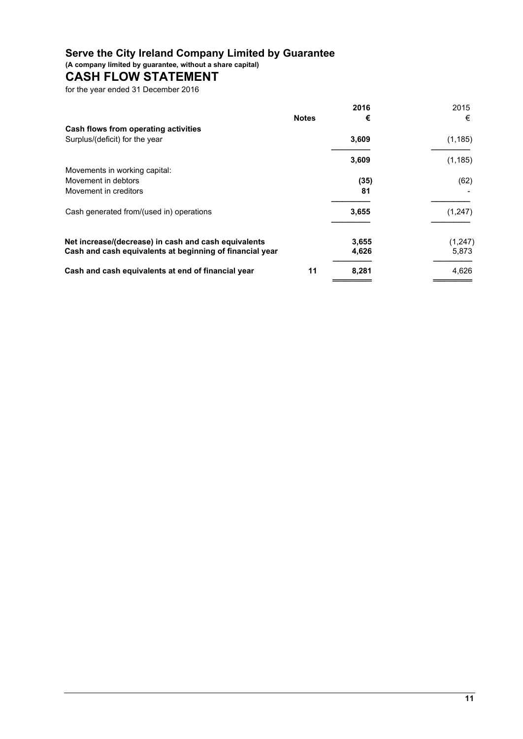# Serve the City Ireland Company Limited by Guarantee

**(A company limited by guarantee, without a share capital)**

## CASH FLOW STATEMENT

for the year ended 31 December 2016

| | Notes | 2016 € | 2015 € |
|---|---|---|---|
| **Cash flows from operating activities** | | | |
| Surplus/(deficit) for the year | | **3,609** | (1,185) |
| | | **3,609** | (1,185) |
| Movements in working capital: | | | |
| Movement in debtors | | **(35)** | (62) |
| Movement in creditors | | **81** | - |
| Cash generated from/(used in) operations | | **3,655** | (1,247) |
| **Net increase/(decrease) in cash and cash equivalents** | | **3,655** | (1,247) |
| **Cash and cash equivalents at beginning of financial year** | | **4,626** | 5,873 |
| **Cash and cash equivalents at end of financial year** | 11 | **8,281** | 4,626 |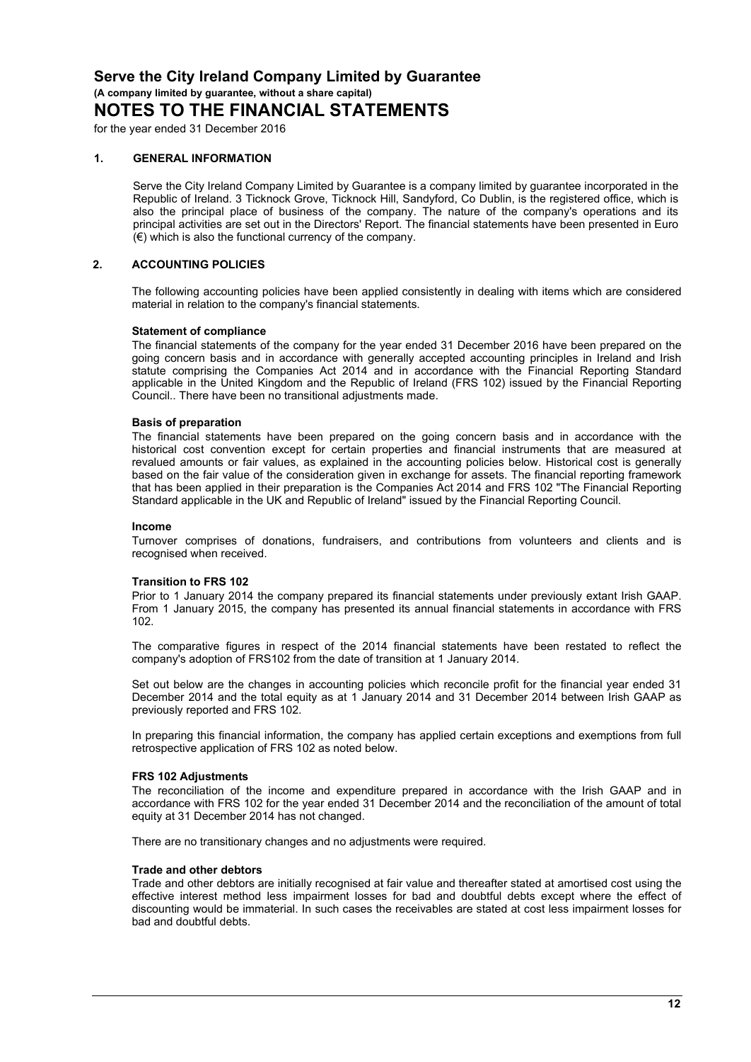# Serve the City Ireland Company Limited by Guarantee

**(A company limited by guarantee, without a share capital)**

# NOTES TO THE FINANCIAL STATEMENTS

for the year ended 31 December 2016

## 1. GENERAL INFORMATION

Serve the City Ireland Company Limited by Guarantee is a company limited by guarantee incorporated in the Republic of Ireland. 3 Ticknock Grove, Ticknock Hill, Sandyford, Co Dublin, is the registered office, which is also the principal place of business of the company. The nature of the company's operations and its principal activities are set out in the Directors' Report. The financial statements have been presented in Euro (€) which is also the functional currency of the company.

## 2. ACCOUNTING POLICIES

The following accounting policies have been applied consistently in dealing with items which are considered material in relation to the company's financial statements.

**Statement of compliance**

The financial statements of the company for the year ended 31 December 2016 have been prepared on the going concern basis and in accordance with generally accepted accounting principles in Ireland and Irish statute comprising the Companies Act 2014 and in accordance with the Financial Reporting Standard applicable in the United Kingdom and the Republic of Ireland (FRS 102) issued by the Financial Reporting Council.. There have been no transitional adjustments made.

**Basis of preparation**

The financial statements have been prepared on the going concern basis and in accordance with the historical cost convention except for certain properties and financial instruments that are measured at revalued amounts or fair values, as explained in the accounting policies below. Historical cost is generally based on the fair value of the consideration given in exchange for assets. The financial reporting framework that has been applied in their preparation is the Companies Act 2014 and FRS 102 "The Financial Reporting Standard applicable in the UK and Republic of Ireland" issued by the Financial Reporting Council.

**Income**

Turnover comprises of donations, fundraisers, and contributions from volunteers and clients and is recognised when received.

**Transition to FRS 102**

Prior to 1 January 2014 the company prepared its financial statements under previously extant Irish GAAP. From 1 January 2015, the company has presented its annual financial statements in accordance with FRS 102.

The comparative figures in respect of the 2014 financial statements have been restated to reflect the company's adoption of FRS102 from the date of transition at 1 January 2014.

Set out below are the changes in accounting policies which reconcile profit for the financial year ended 31 December 2014 and the total equity as at 1 January 2014 and 31 December 2014 between Irish GAAP as previously reported and FRS 102.

In preparing this financial information, the company has applied certain exceptions and exemptions from full retrospective application of FRS 102 as noted below.

**FRS 102 Adjustments**

The reconciliation of the income and expenditure prepared in accordance with the Irish GAAP and in accordance with FRS 102 for the year ended 31 December 2014 and the reconciliation of the amount of total equity at 31 December 2014 has not changed.

There are no transitionary changes and no adjustments were required.

**Trade and other debtors**

Trade and other debtors are initially recognised at fair value and thereafter stated at amortised cost using the effective interest method less impairment losses for bad and doubtful debts except where the effect of discounting would be immaterial. In such cases the receivables are stated at cost less impairment losses for bad and doubtful debts.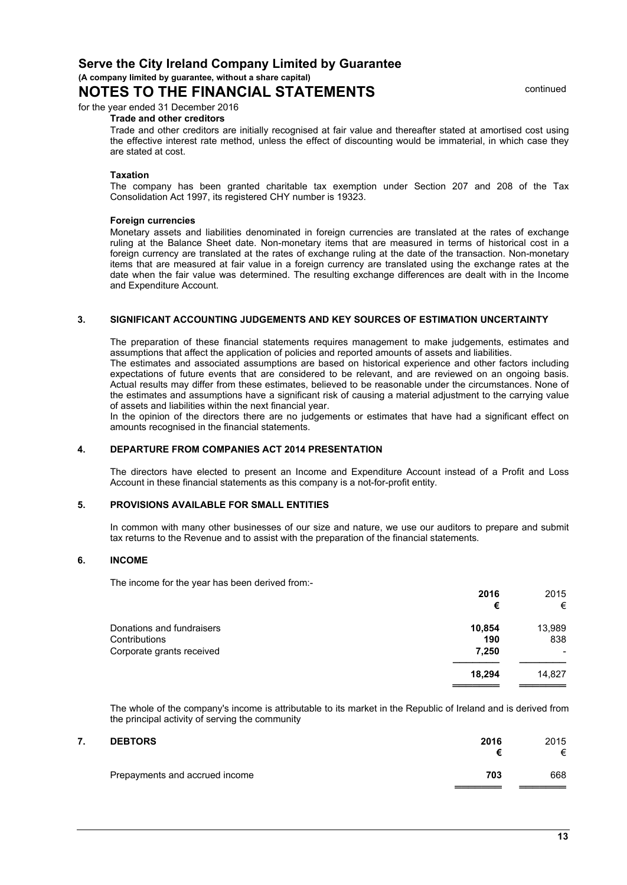**Trade and other creditors**

Trade and other creditors are initially recognised at fair value and thereafter stated at amortised cost using the effective interest rate method, unless the effect of discounting would be immaterial, in which case they are stated at cost.

**Taxation**

The company has been granted charitable tax exemption under Section 207 and 208 of the Tax Consolidation Act 1997, its registered CHY number is 19323.

**Foreign currencies**

Monetary assets and liabilities denominated in foreign currencies are translated at the rates of exchange ruling at the Balance Sheet date. Non-monetary items that are measured in terms of historical cost in a foreign currency are translated at the rates of exchange ruling at the date of the transaction. Non-monetary items that are measured at fair value in a foreign currency are translated using the exchange rates at the date when the fair value was determined. The resulting exchange differences are dealt with in the Income and Expenditure Account.

## 3. SIGNIFICANT ACCOUNTING JUDGEMENTS AND KEY SOURCES OF ESTIMATION UNCERTAINTY

The preparation of these financial statements requires management to make judgements, estimates and assumptions that affect the application of policies and reported amounts of assets and liabilities.

The estimates and associated assumptions are based on historical experience and other factors including expectations of future events that are considered to be relevant, and are reviewed on an ongoing basis. Actual results may differ from these estimates, believed to be reasonable under the circumstances. None of the estimates and assumptions have a significant risk of causing a material adjustment to the carrying value of assets and liabilities within the next financial year.

In the opinion of the directors there are no judgements or estimates that have had a significant effect on amounts recognised in the financial statements.

## 4. DEPARTURE FROM COMPANIES ACT 2014 PRESENTATION

The directors have elected to present an Income and Expenditure Account instead of a Profit and Loss Account in these financial statements as this company is a not-for-profit entity.

## 5. PROVISIONS AVAILABLE FOR SMALL ENTITIES

In common with many other businesses of our size and nature, we use our auditors to prepare and submit tax returns to the Revenue and to assist with the preparation of the financial statements.

## 6. INCOME

The income for the year has been derived from:-

| | 2016 € | 2015 € |
|---|---|---|
| Donations and fundraisers | 10,854 | 13,989 |
| Contributions | 190 | 838 |
| Corporate grants received | 7,250 | - |
| | **18,294** | 14,827 |

The whole of the company's income is attributable to its market in the Republic of Ireland and is derived from the principal activity of serving the community

## 7. DEBTORS

| | 2016 € | 2015 € |
|---|---|---|
| Prepayments and accrued income | 703 | 668 |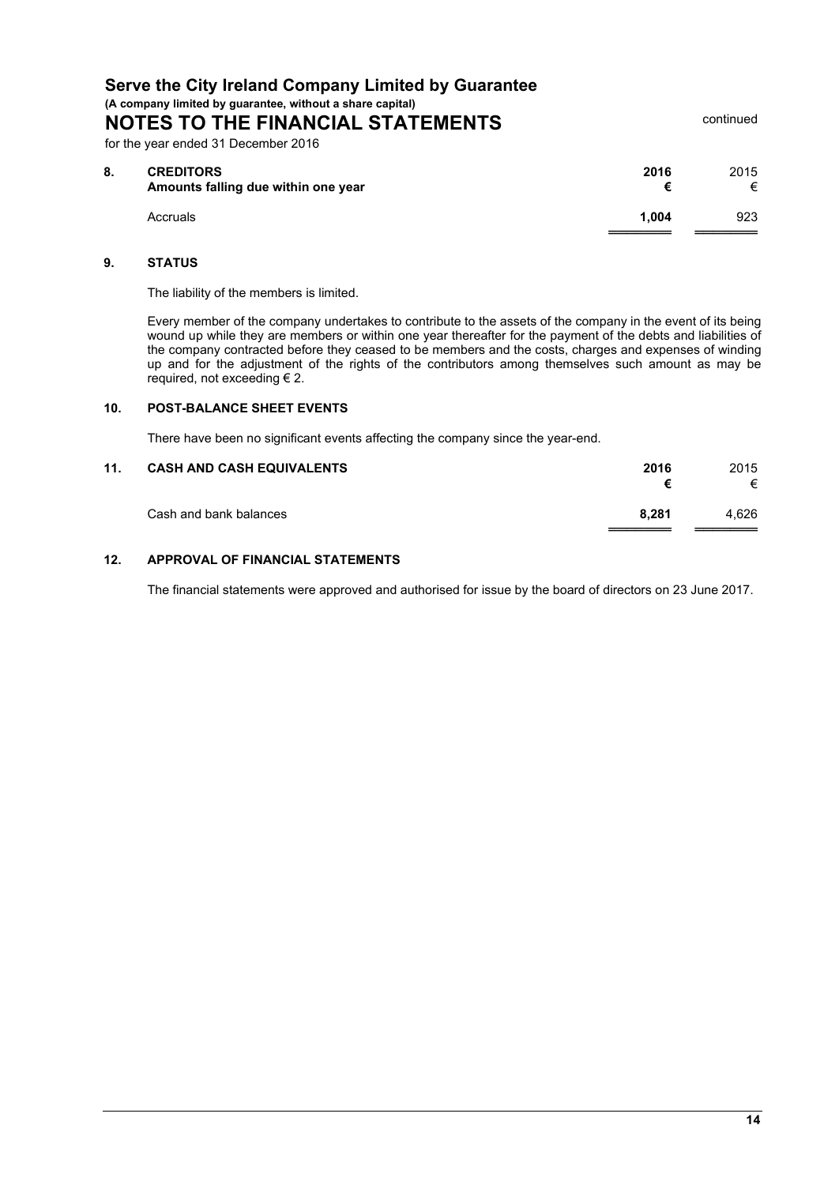# Serve the City Ireland Company Limited by Guarantee

**(A company limited by guarantee, without a share capital)**

## NOTES TO THE FINANCIAL STATEMENTS

continued

for the year ended 31 December 2016

### 8. CREDITORS

| Amounts falling due within one year | 2016 € | 2015 € |
|---|---|---|
| Accruals | **1,004** | 923 |

### 9. STATUS

The liability of the members is limited.

Every member of the company undertakes to contribute to the assets of the company in the event of its being wound up while they are members or within one year thereafter for the payment of the debts and liabilities of the company contracted before they ceased to be members and the costs, charges and expenses of winding up and for the adjustment of the rights of the contributors among themselves such amount as may be required, not exceeding € 2.

### 10. POST-BALANCE SHEET EVENTS

There have been no significant events affecting the company since the year-end.

### 11. CASH AND CASH EQUIVALENTS

| | 2016 € | 2015 € |
|---|---|---|
| Cash and bank balances | **8,281** | 4,626 |

### 12. APPROVAL OF FINANCIAL STATEMENTS

The financial statements were approved and authorised for issue by the board of directors on 23 June 2017.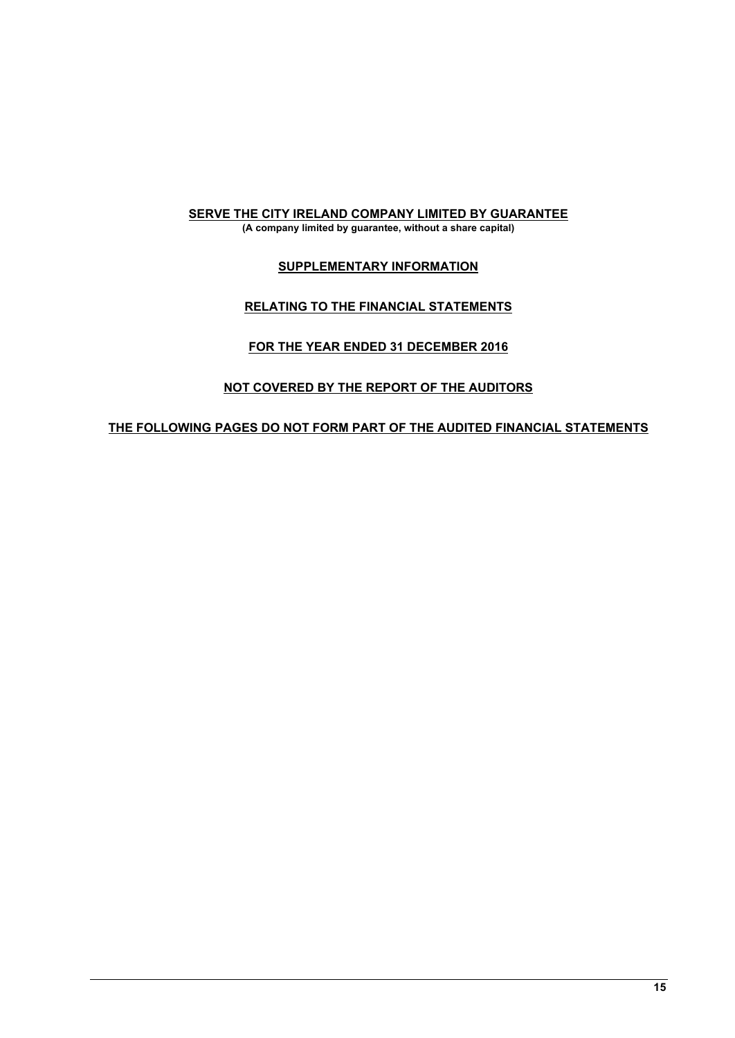**SERVE THE CITY IRELAND COMPANY LIMITED BY GUARANTEE**
**(A company limited by guarantee, without a share capital)**

**SUPPLEMENTARY INFORMATION**

**RELATING TO THE FINANCIAL STATEMENTS**

**FOR THE YEAR ENDED 31 DECEMBER 2016**

**NOT COVERED BY THE REPORT OF THE AUDITORS**

**THE FOLLOWING PAGES DO NOT FORM PART OF THE AUDITED FINANCIAL STATEMENTS**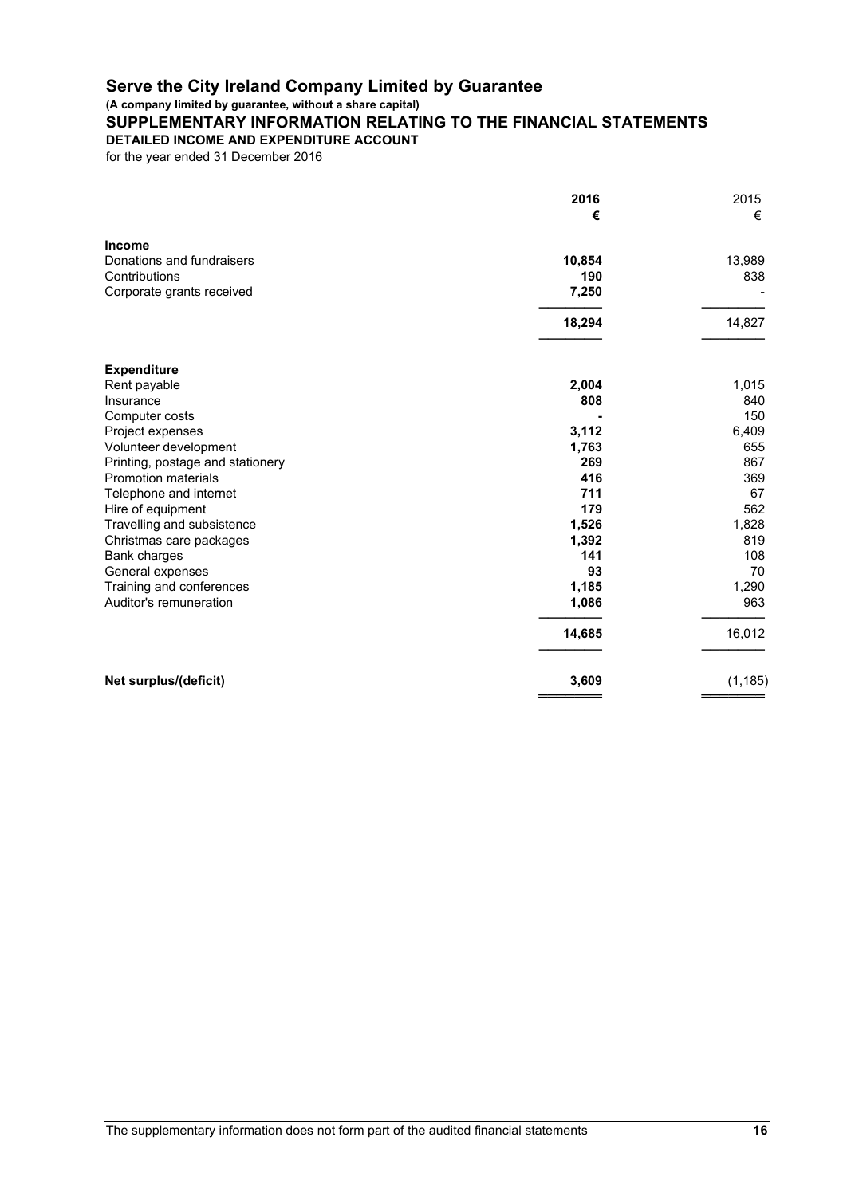# Serve the City Ireland Company Limited by Guarantee

**(A company limited by guarantee, without a share capital)**

## SUPPLEMENTARY INFORMATION RELATING TO THE FINANCIAL STATEMENTS

### DETAILED INCOME AND EXPENDITURE ACCOUNT

for the year ended 31 December 2016

| | 2016 € | 2015 € |
|---|---|---|
| **Income** | | |
| Donations and fundraisers | **10,854** | 13,989 |
| Contributions | **190** | 838 |
| Corporate grants received | **7,250** | - |
| | **18,294** | 14,827 |
| **Expenditure** | | |
| Rent payable | **2,004** | 1,015 |
| Insurance | **808** | 840 |
| Computer costs | **-** | 150 |
| Project expenses | **3,112** | 6,409 |
| Volunteer development | **1,763** | 655 |
| Printing, postage and stationery | **269** | 867 |
| Promotion materials | **416** | 369 |
| Telephone and internet | **711** | 67 |
| Hire of equipment | **179** | 562 |
| Travelling and subsistence | **1,526** | 1,828 |
| Christmas care packages | **1,392** | 819 |
| Bank charges | **141** | 108 |
| General expenses | **93** | 70 |
| Training and conferences | **1,185** | 1,290 |
| Auditor's remuneration | **1,086** | 963 |
| | **14,685** | 16,012 |
| **Net surplus/(deficit)** | **3,609** | (1,185) |

The supplementary information does not form part of the audited financial statements